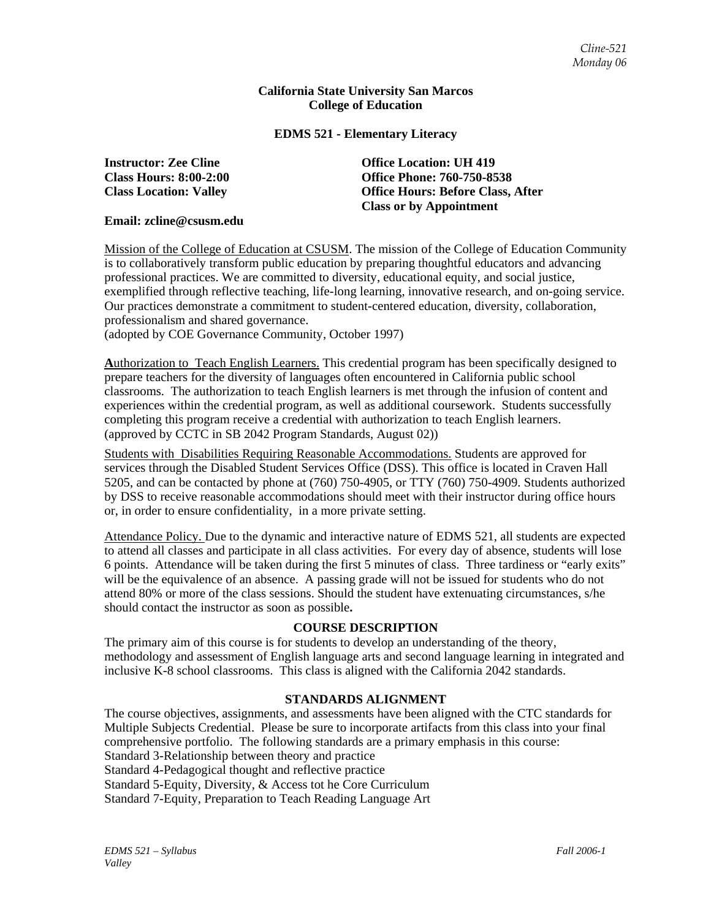**California State University San Marcos**
**College of Education**

**EDMS 521 - Elementary Literacy**

**Instructor: Zee Cline**
**Class Hours: 8:00-2:00**
**Class Location: Valley**

**Office Location: UH 419**
**Office Phone: 760-750-8538**
**Office Hours: Before Class, After Class or by Appointment**

**Email: zcline@csusm.edu**

Mission of the College of Education at CSUSM. The mission of the College of Education Community is to collaboratively transform public education by preparing thoughtful educators and advancing professional practices. We are committed to diversity, educational equity, and social justice, exemplified through reflective teaching, life-long learning, innovative research, and on-going service. Our practices demonstrate a commitment to student-centered education, diversity, collaboration, professionalism and shared governance.
(adopted by COE Governance Community, October 1997)

**A**uthorization to Teach English Learners. This credential program has been specifically designed to prepare teachers for the diversity of languages often encountered in California public school classrooms. The authorization to teach English learners is met through the infusion of content and experiences within the credential program, as well as additional coursework. Students successfully completing this program receive a credential with authorization to teach English learners.
(approved by CCTC in SB 2042 Program Standards, August 02))

Students with Disabilities Requiring Reasonable Accommodations. Students are approved for services through the Disabled Student Services Office (DSS). This office is located in Craven Hall 5205, and can be contacted by phone at (760) 750-4905, or TTY (760) 750-4909. Students authorized by DSS to receive reasonable accommodations should meet with their instructor during office hours or, in order to ensure confidentiality, in a more private setting.

Attendance Policy. Due to the dynamic and interactive nature of EDMS 521, all students are expected to attend all classes and participate in all class activities. For every day of absence, students will lose 6 points. Attendance will be taken during the first 5 minutes of class. Three tardiness or "early exits" will be the equivalence of an absence. A passing grade will not be issued for students who do not attend 80% or more of the class sessions. Should the student have extenuating circumstances, s/he should contact the instructor as soon as possible**.**

## COURSE DESCRIPTION

The primary aim of this course is for students to develop an understanding of the theory, methodology and assessment of English language arts and second language learning in integrated and inclusive K-8 school classrooms. This class is aligned with the California 2042 standards.

## STANDARDS ALIGNMENT

The course objectives, assignments, and assessments have been aligned with the CTC standards for Multiple Subjects Credential. Please be sure to incorporate artifacts from this class into your final comprehensive portfolio. The following standards are a primary emphasis in this course:
Standard 3-Relationship between theory and practice
Standard 4-Pedagogical thought and reflective practice
Standard 5-Equity, Diversity, & Access tot he Core Curriculum
Standard 7-Equity, Preparation to Teach Reading Language Art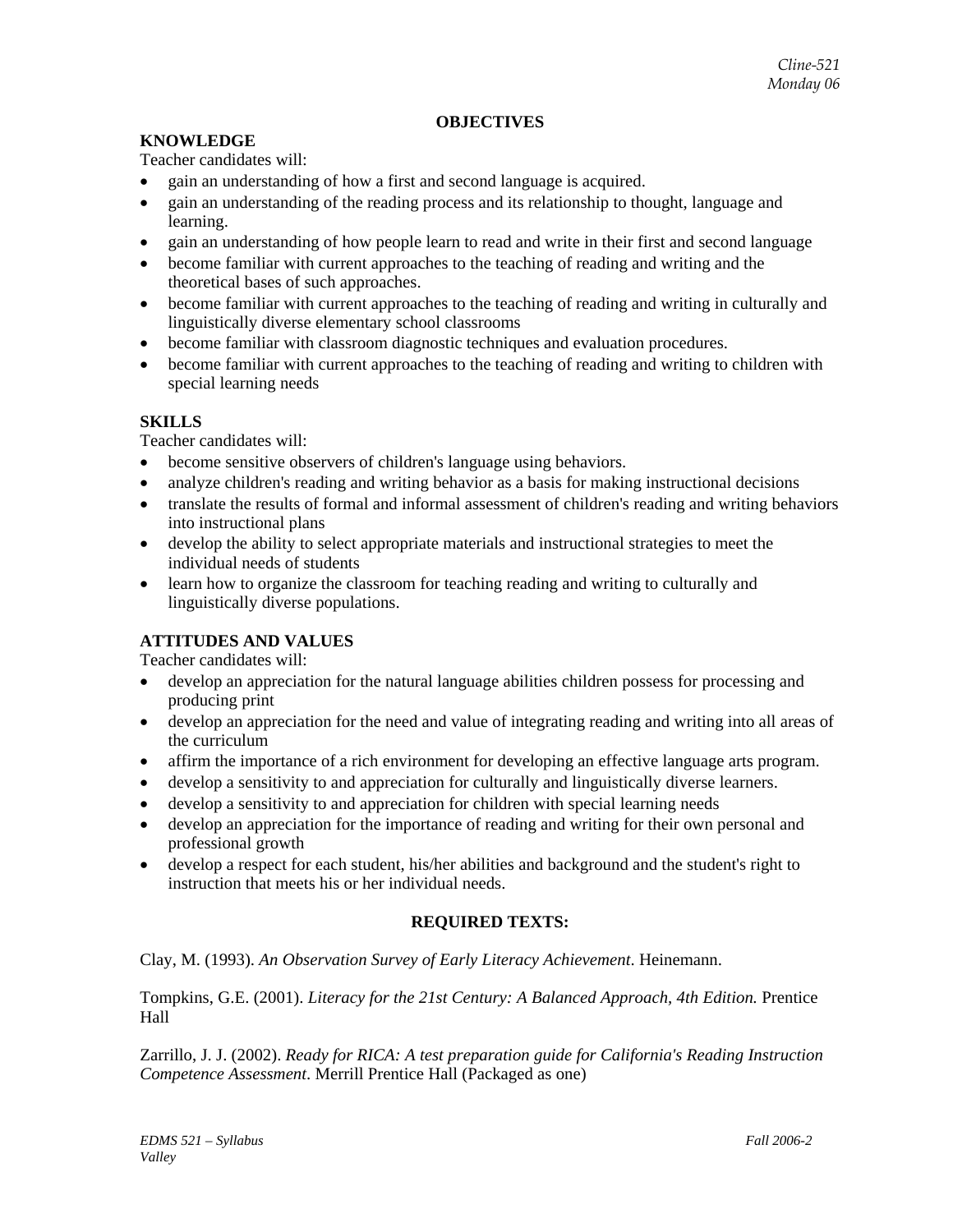## OBJECTIVES

### KNOWLEDGE

Teacher candidates will:

- gain an understanding of how a first and second language is acquired.
- gain an understanding of the reading process and its relationship to thought, language and learning.
- gain an understanding of how people learn to read and write in their first and second language
- become familiar with current approaches to the teaching of reading and writing and the theoretical bases of such approaches.
- become familiar with current approaches to the teaching of reading and writing in culturally and linguistically diverse elementary school classrooms
- become familiar with classroom diagnostic techniques and evaluation procedures.
- become familiar with current approaches to the teaching of reading and writing to children with special learning needs

### SKILLS

Teacher candidates will:

- become sensitive observers of children's language using behaviors.
- analyze children's reading and writing behavior as a basis for making instructional decisions
- translate the results of formal and informal assessment of children's reading and writing behaviors into instructional plans
- develop the ability to select appropriate materials and instructional strategies to meet the individual needs of students
- learn how to organize the classroom for teaching reading and writing to culturally and linguistically diverse populations.

### ATTITUDES AND VALUES

Teacher candidates will:

- develop an appreciation for the natural language abilities children possess for processing and producing print
- develop an appreciation for the need and value of integrating reading and writing into all areas of the curriculum
- affirm the importance of a rich environment for developing an effective language arts program.
- develop a sensitivity to and appreciation for culturally and linguistically diverse learners.
- develop a sensitivity to and appreciation for children with special learning needs
- develop an appreciation for the importance of reading and writing for their own personal and professional growth
- develop a respect for each student, his/her abilities and background and the student's right to instruction that meets his or her individual needs.

## REQUIRED TEXTS:

Clay, M. (1993). *An Observation Survey of Early Literacy Achievement*. Heinemann.

Tompkins, G.E. (2001). *Literacy for the 21st Century: A Balanced Approach, 4th Edition.* Prentice Hall

Zarrillo, J. J. (2002). *Ready for RICA: A test preparation guide for California's Reading Instruction Competence Assessment*. Merrill Prentice Hall (Packaged as one)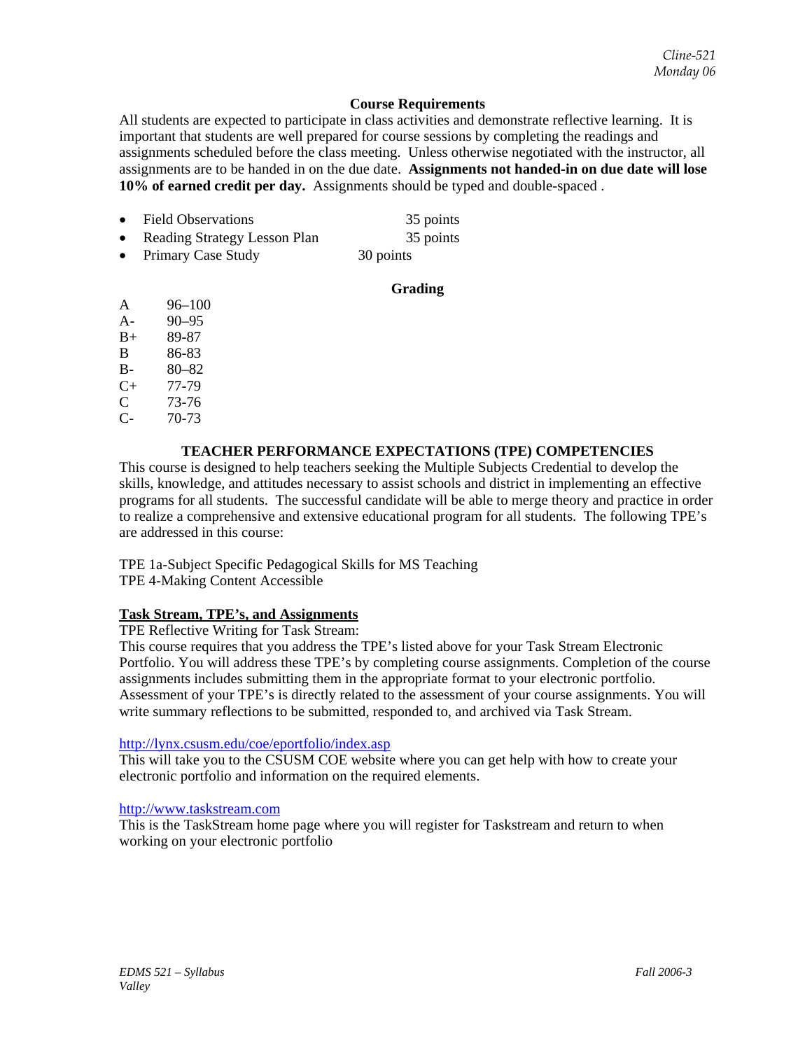## Course Requirements

All students are expected to participate in class activities and demonstrate reflective learning. It is important that students are well prepared for course sessions by completing the readings and assignments scheduled before the class meeting. Unless otherwise negotiated with the instructor, all assignments are to be handed in on the due date. **Assignments not handed-in on due date will lose 10% of earned credit per day.** Assignments should be typed and double-spaced .

- Field Observations 35 points
- Reading Strategy Lesson Plan 35 points
- Primary Case Study 30 points

## Grading

| | |
|---|---|
| A | 96–100 |
| A- | 90–95 |
| B+ | 89-87 |
| B | 86-83 |
| B- | 80–82 |
| C+ | 77-79 |
| C | 73-76 |
| C- | 70-73 |

## TEACHER PERFORMANCE EXPECTATIONS (TPE) COMPETENCIES

This course is designed to help teachers seeking the Multiple Subjects Credential to develop the skills, knowledge, and attitudes necessary to assist schools and district in implementing an effective programs for all students. The successful candidate will be able to merge theory and practice in order to realize a comprehensive and extensive educational program for all students. The following TPE's are addressed in this course:

TPE 1a-Subject Specific Pedagogical Skills for MS Teaching
TPE 4-Making Content Accessible

### Task Stream, TPE's, and Assignments

TPE Reflective Writing for Task Stream:
This course requires that you address the TPE's listed above for your Task Stream Electronic Portfolio. You will address these TPE's by completing course assignments. Completion of the course assignments includes submitting them in the appropriate format to your electronic portfolio. Assessment of your TPE's is directly related to the assessment of your course assignments. You will write summary reflections to be submitted, responded to, and archived via Task Stream.

http://lynx.csusm.edu/coe/eportfolio/index.asp
This will take you to the CSUSM COE website where you can get help with how to create your electronic portfolio and information on the required elements.

http://www.taskstream.com
This is the TaskStream home page where you will register for Taskstream and return to when working on your electronic portfolio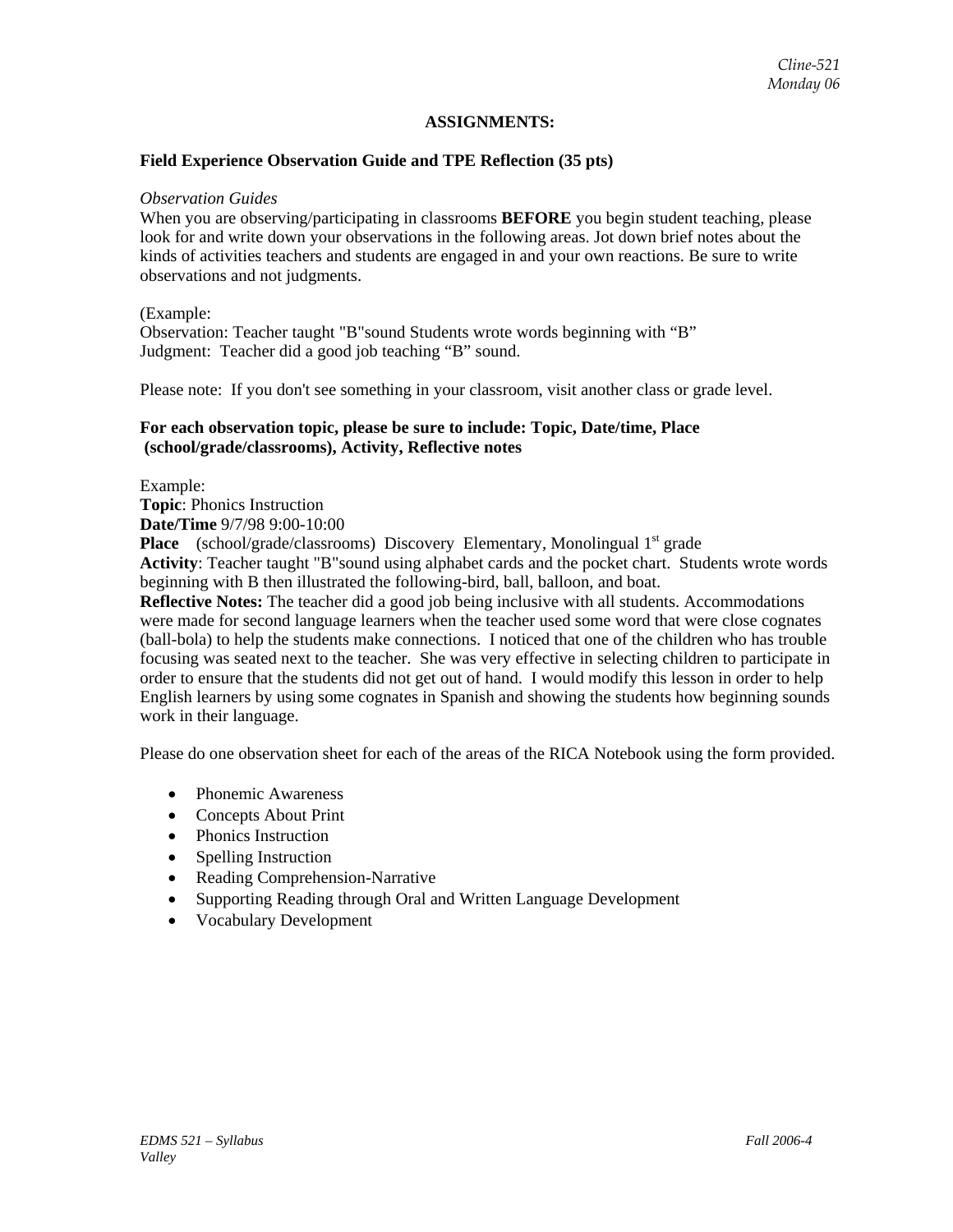## ASSIGNMENTS:

### Field Experience Observation Guide and TPE Reflection (35 pts)

*Observation Guides*

When you are observing/participating in classrooms **BEFORE** you begin student teaching, please look for and write down your observations in the following areas. Jot down brief notes about the kinds of activities teachers and students are engaged in and your own reactions. Be sure to write observations and not judgments.

(Example:
Observation: Teacher taught "B"sound Students wrote words beginning with "B"
Judgment: Teacher did a good job teaching "B" sound.

Please note: If you don't see something in your classroom, visit another class or grade level.

**For each observation topic, please be sure to include: Topic, Date/time, Place (school/grade/classrooms), Activity, Reflective notes**

Example:
**Topic**: Phonics Instruction
**Date/Time** 9/7/98 9:00-10:00
**Place** (school/grade/classrooms) Discovery Elementary, Monolingual 1st grade
**Activity**: Teacher taught "B"sound using alphabet cards and the pocket chart. Students wrote words beginning with B then illustrated the following-bird, ball, balloon, and boat.
**Reflective Notes:** The teacher did a good job being inclusive with all students. Accommodations were made for second language learners when the teacher used some word that were close cognates (ball-bola) to help the students make connections. I noticed that one of the children who has trouble focusing was seated next to the teacher. She was very effective in selecting children to participate in order to ensure that the students did not get out of hand. I would modify this lesson in order to help English learners by using some cognates in Spanish and showing the students how beginning sounds work in their language.

Please do one observation sheet for each of the areas of the RICA Notebook using the form provided.

- Phonemic Awareness
- Concepts About Print
- Phonics Instruction
- Spelling Instruction
- Reading Comprehension-Narrative
- Supporting Reading through Oral and Written Language Development
- Vocabulary Development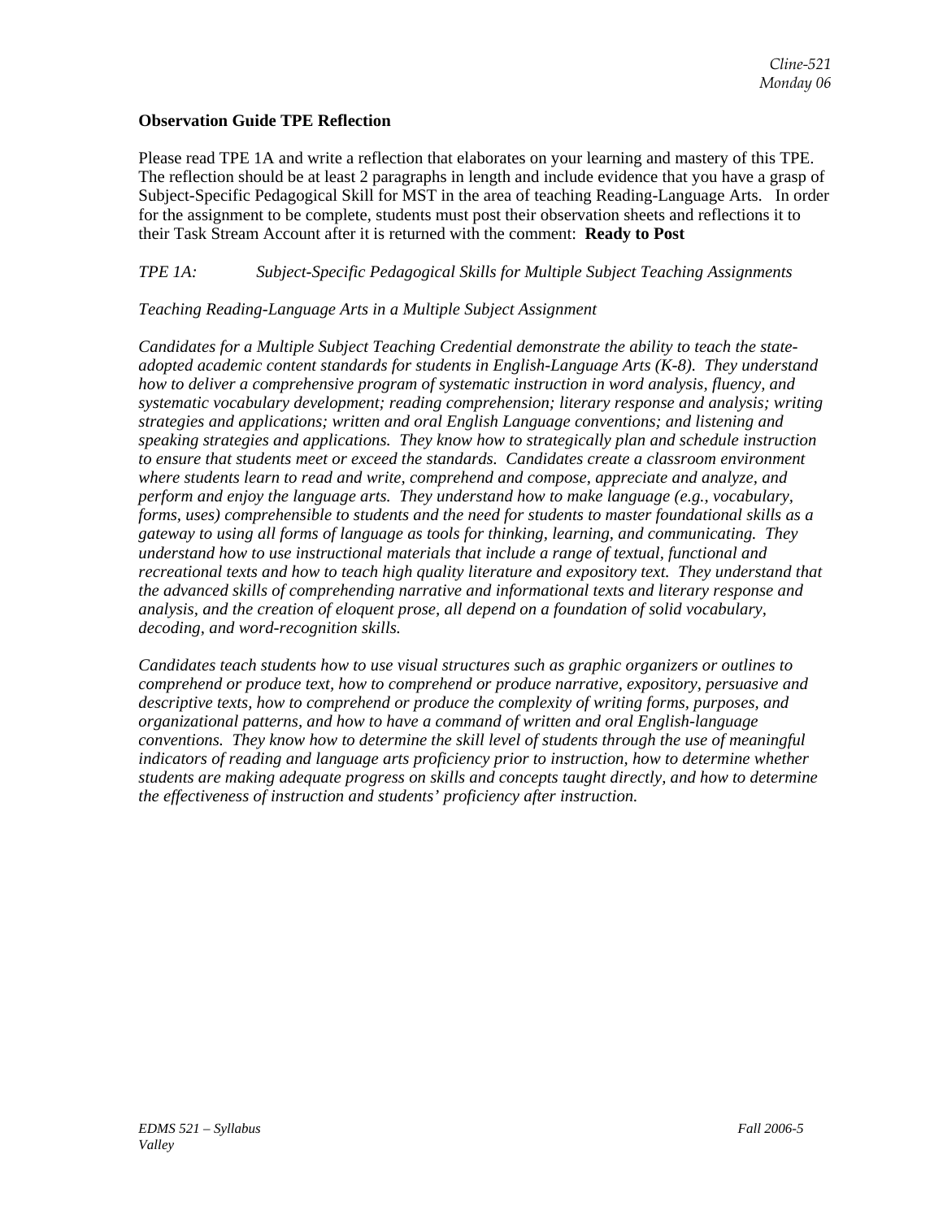**Observation Guide TPE Reflection**

Please read TPE 1A and write a reflection that elaborates on your learning and mastery of this TPE. The reflection should be at least 2 paragraphs in length and include evidence that you have a grasp of Subject-Specific Pedagogical Skill for MST in the area of teaching Reading-Language Arts. In order for the assignment to be complete, students must post their observation sheets and reflections it to their Task Stream Account after it is returned with the comment: **Ready to Post**

*TPE 1A: Subject-Specific Pedagogical Skills for Multiple Subject Teaching Assignments*

*Teaching Reading-Language Arts in a Multiple Subject Assignment*

*Candidates for a Multiple Subject Teaching Credential demonstrate the ability to teach the state-adopted academic content standards for students in English-Language Arts (K-8). They understand how to deliver a comprehensive program of systematic instruction in word analysis, fluency, and systematic vocabulary development; reading comprehension; literary response and analysis; writing strategies and applications; written and oral English Language conventions; and listening and speaking strategies and applications. They know how to strategically plan and schedule instruction to ensure that students meet or exceed the standards. Candidates create a classroom environment where students learn to read and write, comprehend and compose, appreciate and analyze, and perform and enjoy the language arts. They understand how to make language (e.g., vocabulary, forms, uses) comprehensible to students and the need for students to master foundational skills as a gateway to using all forms of language as tools for thinking, learning, and communicating. They understand how to use instructional materials that include a range of textual, functional and recreational texts and how to teach high quality literature and expository text. They understand that the advanced skills of comprehending narrative and informational texts and literary response and analysis, and the creation of eloquent prose, all depend on a foundation of solid vocabulary, decoding, and word-recognition skills.*

*Candidates teach students how to use visual structures such as graphic organizers or outlines to comprehend or produce text, how to comprehend or produce narrative, expository, persuasive and descriptive texts, how to comprehend or produce the complexity of writing forms, purposes, and organizational patterns, and how to have a command of written and oral English-language conventions. They know how to determine the skill level of students through the use of meaningful indicators of reading and language arts proficiency prior to instruction, how to determine whether students are making adequate progress on skills and concepts taught directly, and how to determine the effectiveness of instruction and students' proficiency after instruction.*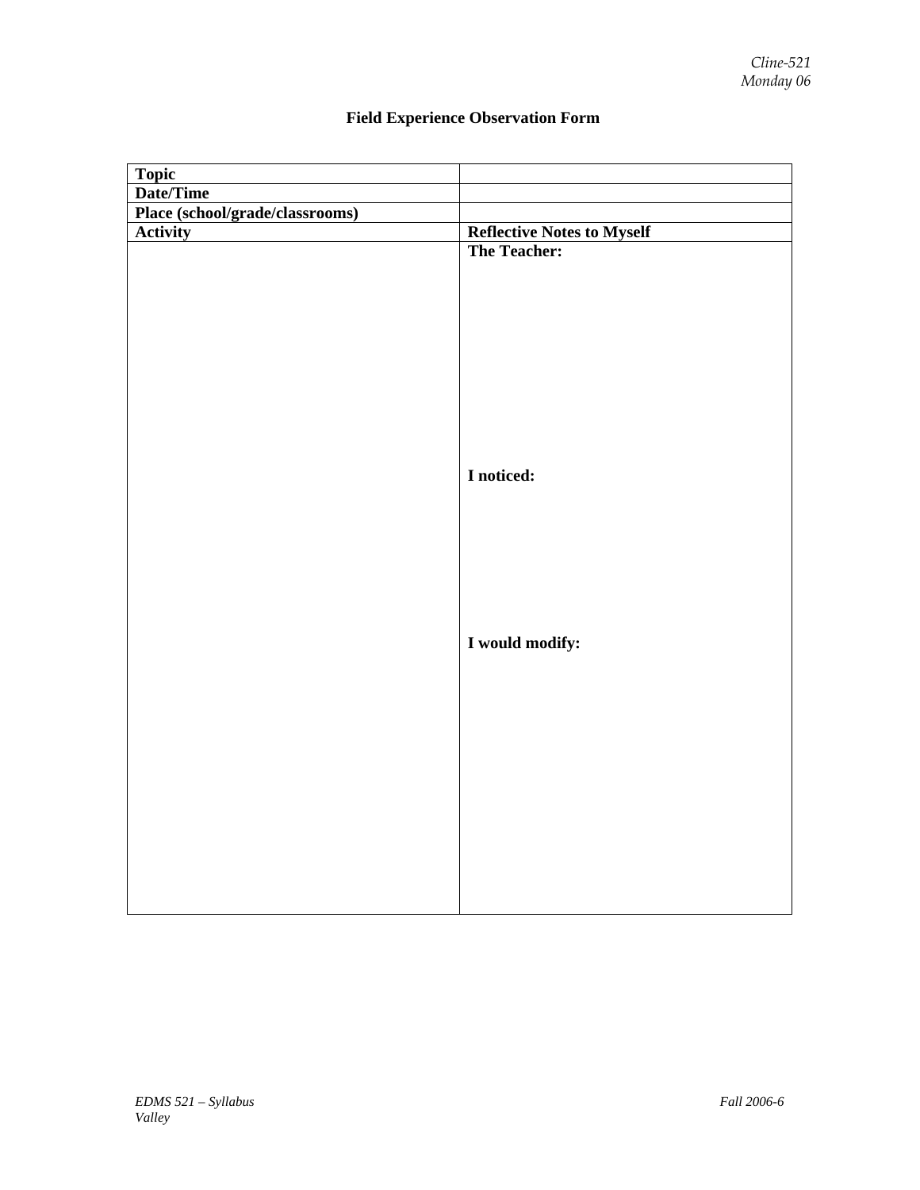**Field Experience Observation Form**

| **Topic** | |
|---|---|
| **Date/Time** | |
| **Place (school/grade/classrooms)** | |
| **Activity** | **Reflective Notes to Myself** |
| | **The Teacher:**<br><br><br><br>**I noticed:**<br><br><br><br>**I would modify:** |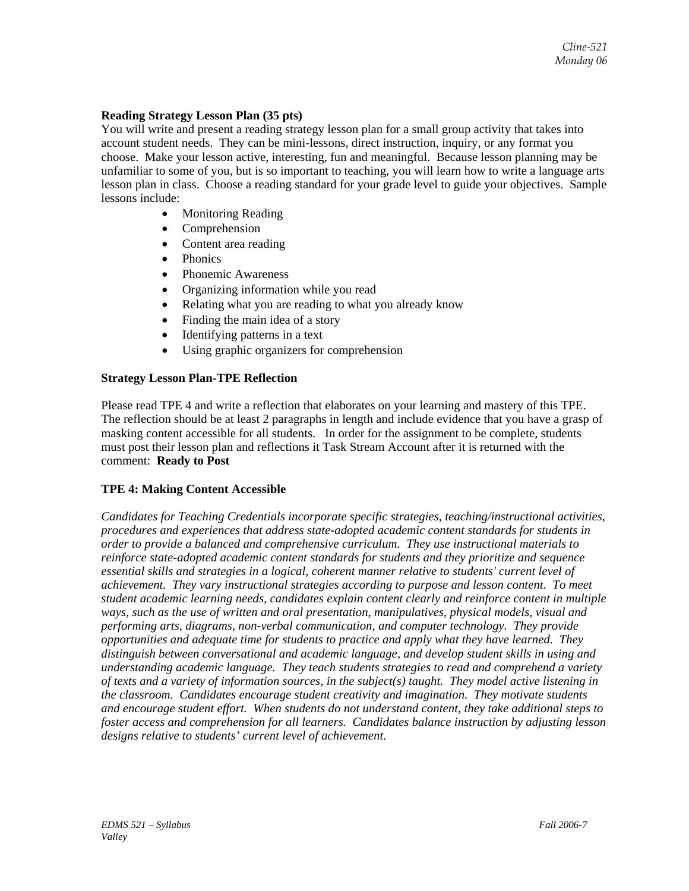**Reading Strategy Lesson Plan (35 pts)**

You will write and present a reading strategy lesson plan for a small group activity that takes into account student needs. They can be mini-lessons, direct instruction, inquiry, or any format you choose. Make your lesson active, interesting, fun and meaningful. Because lesson planning may be unfamiliar to some of you, but is so important to teaching, you will learn how to write a language arts lesson plan in class. Choose a reading standard for your grade level to guide your objectives. Sample lessons include:

- Monitoring Reading
- Comprehension
- Content area reading
- Phonics
- Phonemic Awareness
- Organizing information while you read
- Relating what you are reading to what you already know
- Finding the main idea of a story
- Identifying patterns in a text
- Using graphic organizers for comprehension

**Strategy Lesson Plan-TPE Reflection**

Please read TPE 4 and write a reflection that elaborates on your learning and mastery of this TPE. The reflection should be at least 2 paragraphs in length and include evidence that you have a grasp of masking content accessible for all students. In order for the assignment to be complete, students must post their lesson plan and reflections it Task Stream Account after it is returned with the comment: **Ready to Post**

**TPE 4: Making Content Accessible**

*Candidates for Teaching Credentials incorporate specific strategies, teaching/instructional activities, procedures and experiences that address state-adopted academic content standards for students in order to provide a balanced and comprehensive curriculum. They use instructional materials to reinforce state-adopted academic content standards for students and they prioritize and sequence essential skills and strategies in a logical, coherent manner relative to students' current level of achievement. They vary instructional strategies according to purpose and lesson content. To meet student academic learning needs, candidates explain content clearly and reinforce content in multiple ways, such as the use of written and oral presentation, manipulatives, physical models, visual and performing arts, diagrams, non-verbal communication, and computer technology. They provide opportunities and adequate time for students to practice and apply what they have learned. They distinguish between conversational and academic language, and develop student skills in using and understanding academic language. They teach students strategies to read and comprehend a variety of texts and a variety of information sources, in the subject(s) taught. They model active listening in the classroom. Candidates encourage student creativity and imagination. They motivate students and encourage student effort. When students do not understand content, they take additional steps to foster access and comprehension for all learners. Candidates balance instruction by adjusting lesson designs relative to students' current level of achievement.*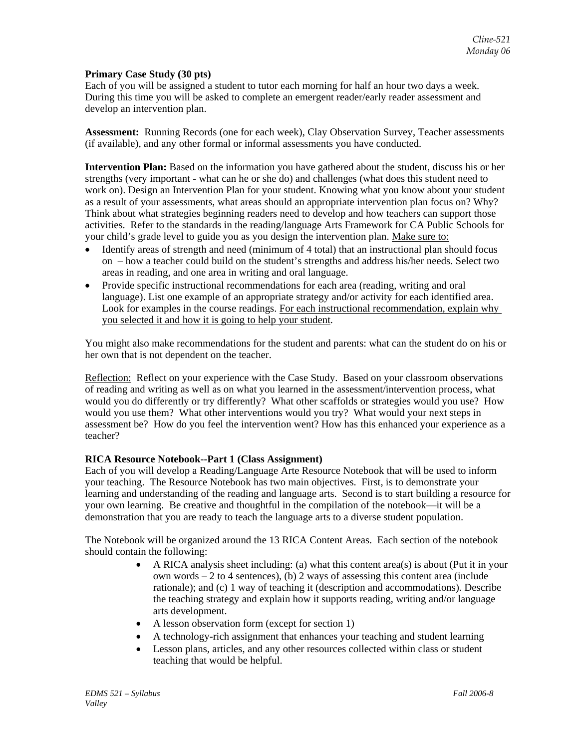**Primary Case Study (30 pts)**
Each of you will be assigned a student to tutor each morning for half an hour two days a week. During this time you will be asked to complete an emergent reader/early reader assessment and develop an intervention plan.

**Assessment:** Running Records (one for each week), Clay Observation Survey, Teacher assessments (if available), and any other formal or informal assessments you have conducted.

**Intervention Plan:** Based on the information you have gathered about the student, discuss his or her strengths (very important - what can he or she do) and challenges (what does this student need to work on). Design an Intervention Plan for your student. Knowing what you know about your student as a result of your assessments, what areas should an appropriate intervention plan focus on? Why? Think about what strategies beginning readers need to develop and how teachers can support those activities. Refer to the standards in the reading/language Arts Framework for CA Public Schools for your child's grade level to guide you as you design the intervention plan. Make sure to:

- Identify areas of strength and need (minimum of 4 total) that an instructional plan should focus on – how a teacher could build on the student's strengths and address his/her needs. Select two areas in reading, and one area in writing and oral language.
- Provide specific instructional recommendations for each area (reading, writing and oral language). List one example of an appropriate strategy and/or activity for each identified area. Look for examples in the course readings. For each instructional recommendation, explain why you selected it and how it is going to help your student.

You might also make recommendations for the student and parents: what can the student do on his or her own that is not dependent on the teacher.

Reflection: Reflect on your experience with the Case Study. Based on your classroom observations of reading and writing as well as on what you learned in the assessment/intervention process, what would you do differently or try differently? What other scaffolds or strategies would you use? How would you use them? What other interventions would you try? What would your next steps in assessment be? How do you feel the intervention went? How has this enhanced your experience as a teacher?

**RICA Resource Notebook--Part 1 (Class Assignment)**
Each of you will develop a Reading/Language Arte Resource Notebook that will be used to inform your teaching. The Resource Notebook has two main objectives. First, is to demonstrate your learning and understanding of the reading and language arts. Second is to start building a resource for your own learning. Be creative and thoughtful in the compilation of the notebook—it will be a demonstration that you are ready to teach the language arts to a diverse student population.

The Notebook will be organized around the 13 RICA Content Areas. Each section of the notebook should contain the following:

- A RICA analysis sheet including: (a) what this content area(s) is about (Put it in your own words – 2 to 4 sentences), (b) 2 ways of assessing this content area (include rationale); and (c) 1 way of teaching it (description and accommodations). Describe the teaching strategy and explain how it supports reading, writing and/or language arts development.
- A lesson observation form (except for section 1)
- A technology-rich assignment that enhances your teaching and student learning
- Lesson plans, articles, and any other resources collected within class or student teaching that would be helpful.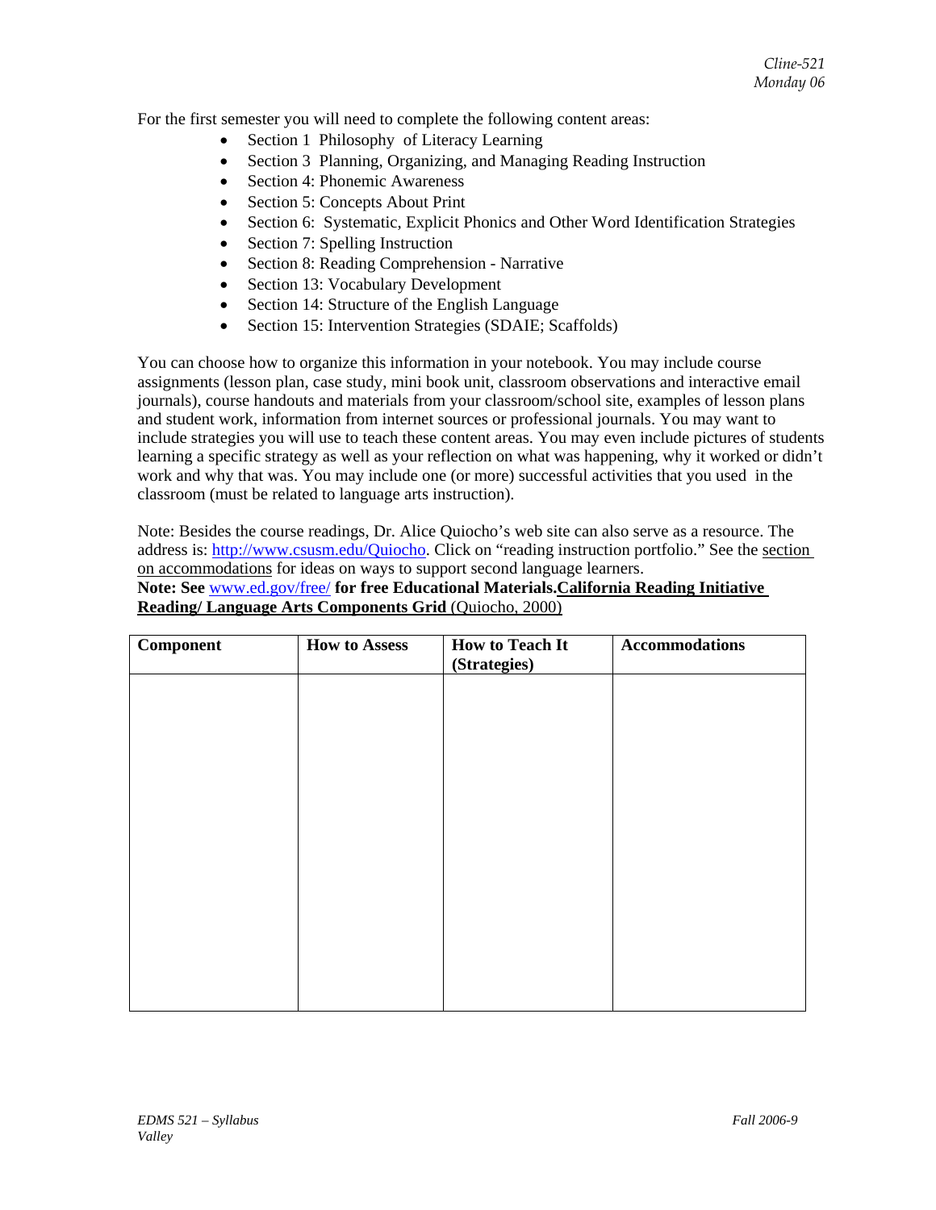For the first semester you will need to complete the following content areas:

- Section 1 Philosophy of Literacy Learning
- Section 3 Planning, Organizing, and Managing Reading Instruction
- Section 4: Phonemic Awareness
- Section 5: Concepts About Print
- Section 6: Systematic, Explicit Phonics and Other Word Identification Strategies
- Section 7: Spelling Instruction
- Section 8: Reading Comprehension - Narrative
- Section 13: Vocabulary Development
- Section 14: Structure of the English Language
- Section 15: Intervention Strategies (SDAIE; Scaffolds)

You can choose how to organize this information in your notebook. You may include course assignments (lesson plan, case study, mini book unit, classroom observations and interactive email journals), course handouts and materials from your classroom/school site, examples of lesson plans and student work, information from internet sources or professional journals. You may want to include strategies you will use to teach these content areas. You may even include pictures of students learning a specific strategy as well as your reflection on what was happening, why it worked or didn't work and why that was. You may include one (or more) successful activities that you used in the classroom (must be related to language arts instruction).

Note: Besides the course readings, Dr. Alice Quiocho's web site can also serve as a resource. The address is: http://www.csusm.edu/Quiocho. Click on "reading instruction portfolio." See the section on accommodations for ideas on ways to support second language learners.

**Note: See www.ed.gov/free/ for free Educational Materials.** **California Reading Initiative Reading/ Language Arts Components Grid** (Quiocho, 2000)

| Component | How to Assess | How to Teach It (Strategies) | Accommodations |
|---|---|---|---|
| | | | |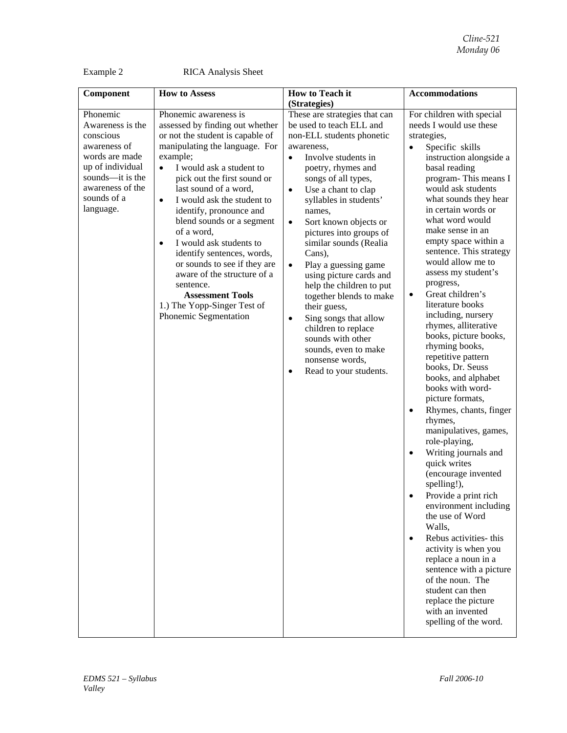Example 2 RICA Analysis Sheet

| Component | How to Assess | How to Teach it (Strategies) | Accommodations |
|---|---|---|---|
| Phonemic Awareness is the conscious awareness of words are made up of individual sounds—it is the awareness of the sounds of a language. | Phonemic awareness is assessed by finding out whether or not the student is capable of manipulating the language. For example;<br>• I would ask a student to pick out the first sound or last sound of a word,<br>• I would ask the student to identify, pronounce and blend sounds or a segment of a word,<br>• I would ask students to identify sentences, words, or sounds to see if they are aware of the structure of a sentence.<br>**Assessment Tools**<br>1.) The Yopp-Singer Test of Phonemic Segmentation | These are strategies that can be used to teach ELL and non-ELL students phonetic awareness,<br>• Involve students in poetry, rhymes and songs of all types,<br>• Use a chant to clap syllables in students' names,<br>• Sort known objects or pictures into groups of similar sounds (Realia Cans),<br>• Play a guessing game using picture cards and help the children to put together blends to make their guess,<br>• Sing songs that allow children to replace sounds with other sounds, even to make nonsense words,<br>• Read to your students. | For children with special needs I would use these strategies,<br>• Specific skills instruction alongside a basal reading program- This means I would ask students what sounds they hear in certain words or what word would make sense in an empty space within a sentence. This strategy would allow me to assess my student's progress,<br>• Great children's literature books including, nursery rhymes, alliterative books, picture books, rhyming books, repetitive pattern books, Dr. Seuss books, and alphabet books with word-picture formats,<br>• Rhymes, chants, finger rhymes, manipulatives, games, role-playing,<br>• Writing journals and quick writes (encourage invented spelling!),<br>• Provide a print rich environment including the use of Word Walls,<br>• Rebus activities- this activity is when you replace a noun in a sentence with a picture of the noun. The student can then replace the picture with an invented spelling of the word. |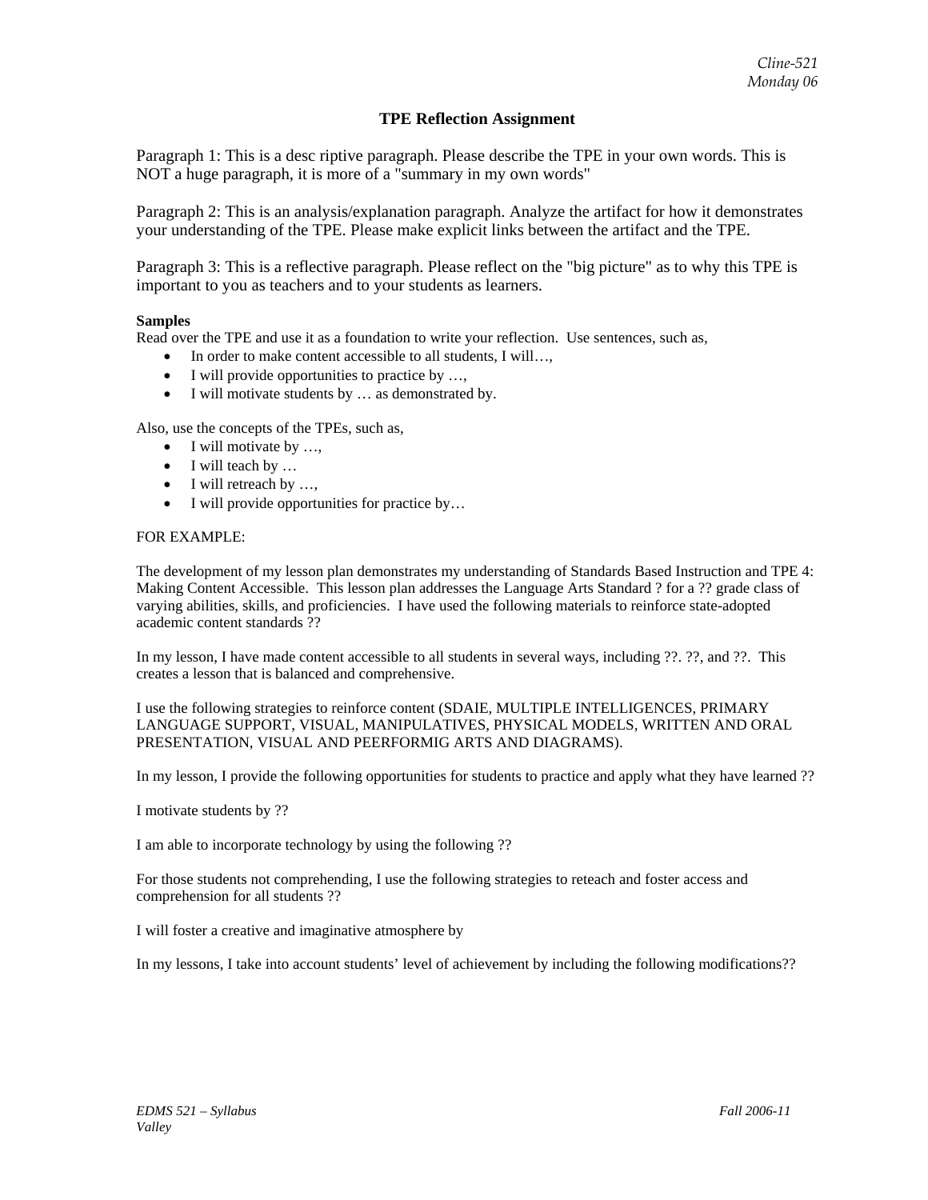## TPE Reflection Assignment

Paragraph 1: This is a desc riptive paragraph. Please describe the TPE in your own words. This is NOT a huge paragraph, it is more of a "summary in my own words"

Paragraph 2: This is an analysis/explanation paragraph. Analyze the artifact for how it demonstrates your understanding of the TPE. Please make explicit links between the artifact and the TPE.

Paragraph 3: This is a reflective paragraph. Please reflect on the "big picture" as to why this TPE is important to you as teachers and to your students as learners.

**Samples**

Read over the TPE and use it as a foundation to write your reflection. Use sentences, such as,

- In order to make content accessible to all students, I will…,
- I will provide opportunities to practice by …,
- I will motivate students by … as demonstrated by.

Also, use the concepts of the TPEs, such as,

- I will motivate by …,
- I will teach by …
- I will retreach by …,
- I will provide opportunities for practice by…

FOR EXAMPLE:

The development of my lesson plan demonstrates my understanding of Standards Based Instruction and TPE 4: Making Content Accessible. This lesson plan addresses the Language Arts Standard ? for a ?? grade class of varying abilities, skills, and proficiencies. I have used the following materials to reinforce state-adopted academic content standards ??

In my lesson, I have made content accessible to all students in several ways, including ??. ??, and ??. This creates a lesson that is balanced and comprehensive.

I use the following strategies to reinforce content (SDAIE, MULTIPLE INTELLIGENCES, PRIMARY LANGUAGE SUPPORT, VISUAL, MANIPULATIVES, PHYSICAL MODELS, WRITTEN AND ORAL PRESENTATION, VISUAL AND PEERFORMIG ARTS AND DIAGRAMS).

In my lesson, I provide the following opportunities for students to practice and apply what they have learned ??

I motivate students by ??

I am able to incorporate technology by using the following ??

For those students not comprehending, I use the following strategies to reteach and foster access and comprehension for all students ??

I will foster a creative and imaginative atmosphere by

In my lessons, I take into account students' level of achievement by including the following modifications??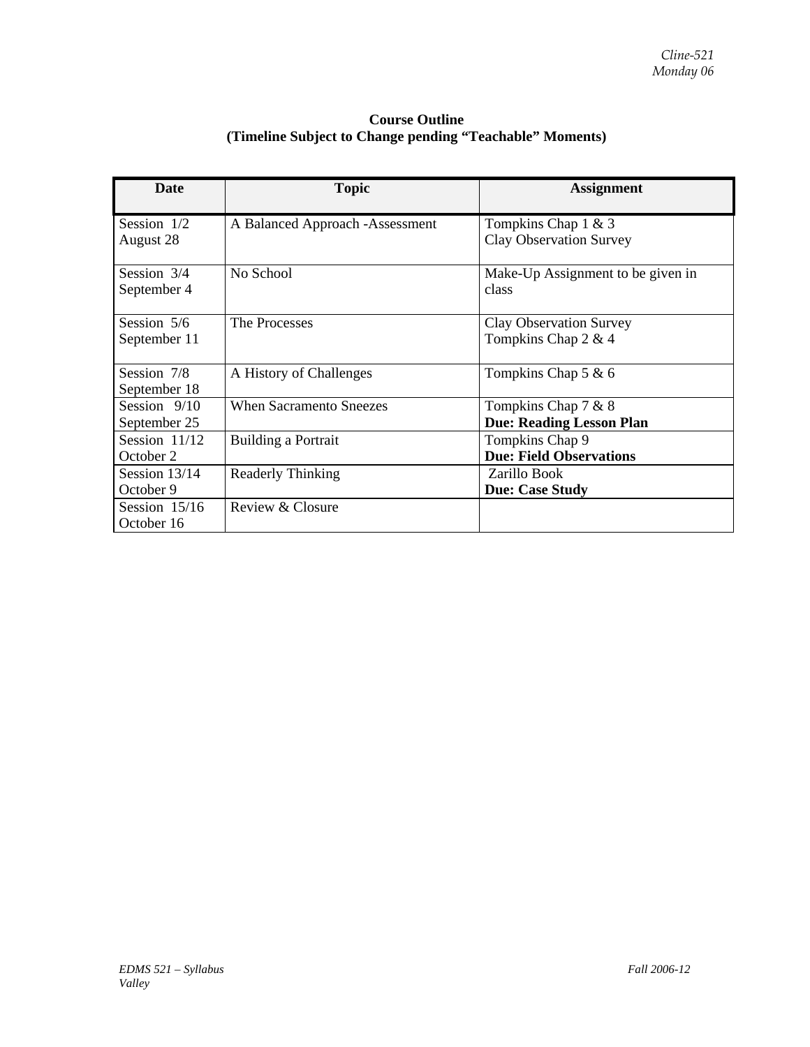**Course Outline**
**(Timeline Subject to Change pending "Teachable" Moments)**

| Date | Topic | Assignment |
|---|---|---|
| Session 1/2<br>August 28 | A Balanced Approach -Assessment | Tompkins Chap 1 & 3<br>Clay Observation Survey |
| Session 3/4<br>September 4 | No School | Make-Up Assignment to be given in class |
| Session 5/6<br>September 11 | The Processes | Clay Observation Survey<br>Tompkins Chap 2 & 4 |
| Session 7/8<br>September 18 | A History of Challenges | Tompkins Chap 5 & 6 |
| Session 9/10<br>September 25 | When Sacramento Sneezes | Tompkins Chap 7 & 8<br>**Due: Reading Lesson Plan** |
| Session 11/12<br>October 2 | Building a Portrait | Tompkins Chap 9<br>**Due: Field Observations** |
| Session 13/14<br>October 9 | Readerly Thinking | Zarillo Book<br>**Due: Case Study** |
| Session 15/16<br>October 16 | Review & Closure | |